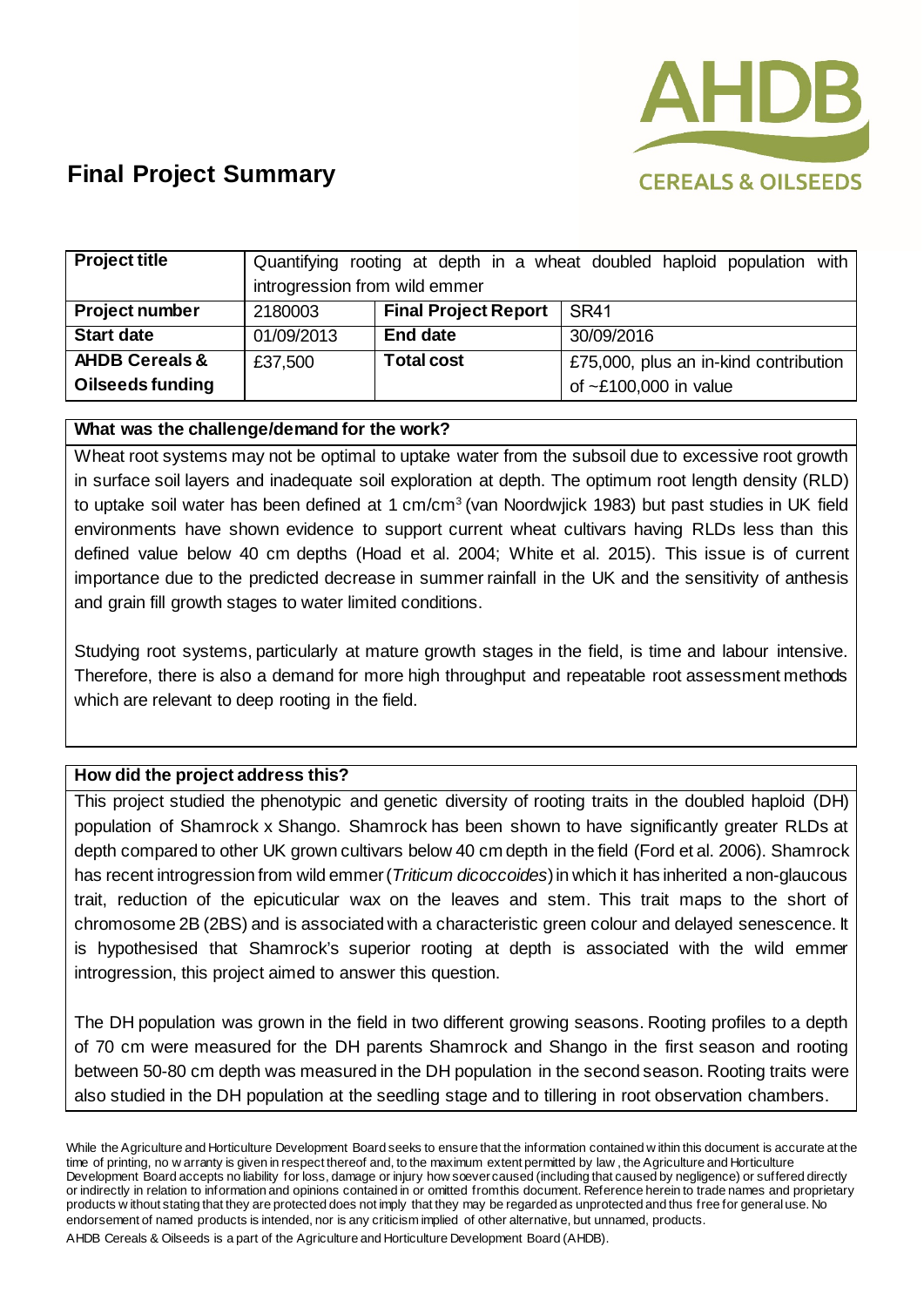# Final Project Summary

| Project title | Quantifying rooting at depth in a wheat doubled haploid population with introgression from wild emmer | | |
|---|---|---|---|
| **Project number** | 2180003 | **Final Project Report** | SR41 |
| **Start date** | 01/09/2013 | **End date** | 30/09/2016 |
| **AHDB Cereals & Oilseeds funding** | £37,500 | **Total cost** | £75,000, plus an in-kind contribution of ~£100,000 in value |

## What was the challenge/demand for the work?

Wheat root systems may not be optimal to uptake water from the subsoil due to excessive root growth in surface soil layers and inadequate soil exploration at depth. The optimum root length density (RLD) to uptake soil water has been defined at 1 $cm/cm^3$ (van Noordwjick 1983) but past studies in UK field environments have shown evidence to support current wheat cultivars having RLDs less than this defined value below 40 cm depths (Hoad et al. 2004; White et al. 2015). This issue is of current importance due to the predicted decrease in summer rainfall in the UK and the sensitivity of anthesis and grain fill growth stages to water limited conditions.

Studying root systems, particularly at mature growth stages in the field, is time and labour intensive. Therefore, there is also a demand for more high throughput and repeatable root assessment methods which are relevant to deep rooting in the field.

## How did the project address this?

This project studied the phenotypic and genetic diversity of rooting traits in the doubled haploid (DH) population of Shamrock x Shango. Shamrock has been shown to have significantly greater RLDs at depth compared to other UK grown cultivars below 40 cm depth in the field (Ford et al. 2006). Shamrock has recent introgression from wild emmer (*Triticum dicoccoides*) in which it has inherited a non-glaucous trait, reduction of the epicuticular wax on the leaves and stem. This trait maps to the short of chromosome 2B (2BS) and is associated with a characteristic green colour and delayed senescence. It is hypothesised that Shamrock's superior rooting at depth is associated with the wild emmer introgression, this project aimed to answer this question.

The DH population was grown in the field in two different growing seasons. Rooting profiles to a depth of 70 cm were measured for the DH parents Shamrock and Shango in the first season and rooting between 50-80 cm depth was measured in the DH population in the second season. Rooting traits were also studied in the DH population at the seedling stage and to tillering in root observation chambers.

While the Agriculture and Horticulture Development Board seeks to ensure that the information contained within this document is accurate at the time of printing, no warranty is given in respect thereof and, to the maximum extent permitted by law, the Agriculture and Horticulture Development Board accepts no liability for loss, damage or injury howsoever caused (including that caused by negligence) or suffered directly or indirectly in relation to information and opinions contained in or omitted from this document. Reference herein to trade names and proprietary products without stating that they are protected does not imply that they may be regarded as unprotected and thus free for general use. No endorsement of named products is intended, nor is any criticism implied of other alternative, but unnamed, products.

AHDB Cereals & Oilseeds is a part of the Agriculture and Horticulture Development Board (AHDB).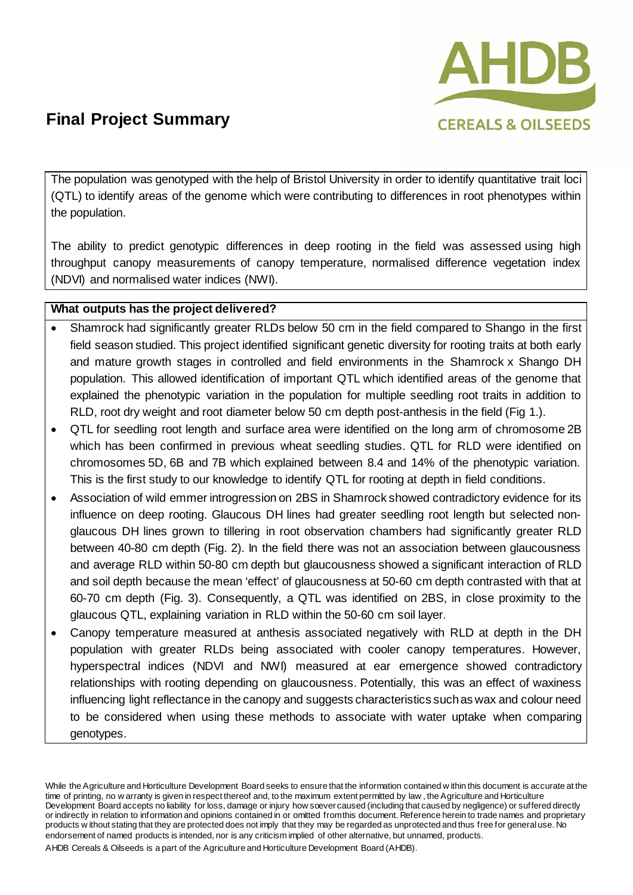# Final Project Summary

The population was genotyped with the help of Bristol University in order to identify quantitative trait loci (QTL) to identify areas of the genome which were contributing to differences in root phenotypes within the population.

The ability to predict genotypic differences in deep rooting in the field was assessed using high throughput canopy measurements of canopy temperature, normalised difference vegetation index (NDVI) and normalised water indices (NWI).

**What outputs has the project delivered?**

- Shamrock had significantly greater RLDs below 50 cm in the field compared to Shango in the first field season studied. This project identified significant genetic diversity for rooting traits at both early and mature growth stages in controlled and field environments in the Shamrock x Shango DH population. This allowed identification of important QTL which identified areas of the genome that explained the phenotypic variation in the population for multiple seedling root traits in addition to RLD, root dry weight and root diameter below 50 cm depth post-anthesis in the field (Fig 1.).
- QTL for seedling root length and surface area were identified on the long arm of chromosome 2B which has been confirmed in previous wheat seedling studies. QTL for RLD were identified on chromosomes 5D, 6B and 7B which explained between 8.4 and 14% of the phenotypic variation. This is the first study to our knowledge to identify QTL for rooting at depth in field conditions.
- Association of wild emmer introgression on 2BS in Shamrock showed contradictory evidence for its influence on deep rooting. Glaucous DH lines had greater seedling root length but selected non-glaucous DH lines grown to tillering in root observation chambers had significantly greater RLD between 40-80 cm depth (Fig. 2). In the field there was not an association between glaucousness and average RLD within 50-80 cm depth but glaucousness showed a significant interaction of RLD and soil depth because the mean 'effect' of glaucousness at 50-60 cm depth contrasted with that at 60-70 cm depth (Fig. 3). Consequently, a QTL was identified on 2BS, in close proximity to the glaucous QTL, explaining variation in RLD within the 50-60 cm soil layer.
- Canopy temperature measured at anthesis associated negatively with RLD at depth in the DH population with greater RLDs being associated with cooler canopy temperatures. However, hyperspectral indices (NDVI and NWI) measured at ear emergence showed contradictory relationships with rooting depending on glaucousness. Potentially, this was an effect of waxiness influencing light reflectance in the canopy and suggests characteristics such as wax and colour need to be considered when using these methods to associate with water uptake when comparing genotypes.

While the Agriculture and Horticulture Development Board seeks to ensure that the information contained within this document is accurate at the time of printing, no warranty is given in respect thereof and, to the maximum extent permitted by law, the Agriculture and Horticulture Development Board accepts no liability for loss, damage or injury howsoever caused (including that caused by negligence) or suffered directly or indirectly in relation to information and opinions contained in or omitted from this document. Reference herein to trade names and proprietary products without stating that they are protected does not imply that they may be regarded as unprotected and thus free for general use. No endorsement of named products is intended, nor is any criticism implied of other alternative, but unnamed, products.

AHDB Cereals & Oilseeds is a part of the Agriculture and Horticulture Development Board (AHDB).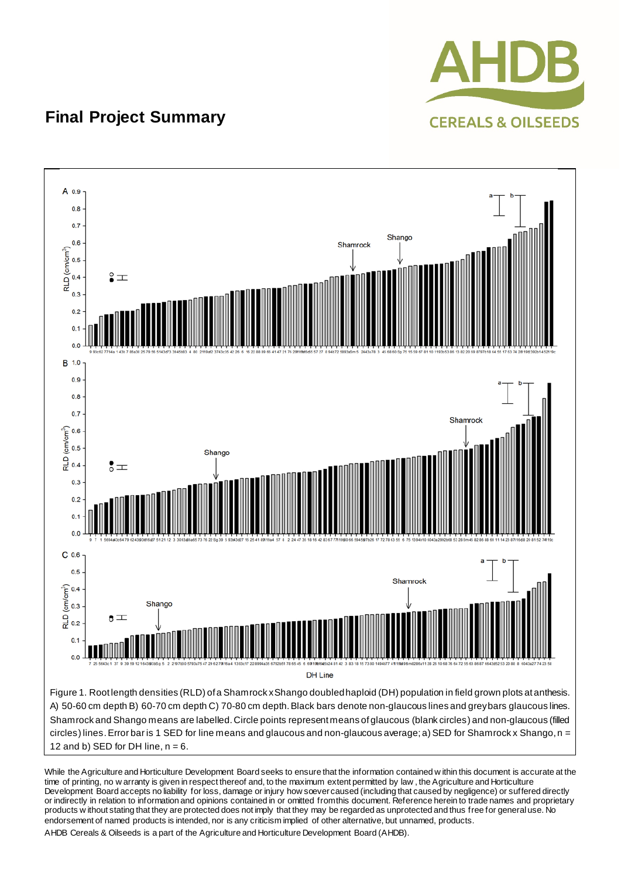## Final Project Summary

Figure 1. Root length densities (RLD) of a Shamrock x Shango doubled haploid (DH) population in field grown plots at anthesis. A) 50-60 cm depth B) 60-70 cm depth C) 70-80 cm depth. Black bars denote non-glaucous lines and grey bars glaucous lines. Shamrock and Shango means are labelled. Circle points represent means of glaucous (blank circles) and non-glaucous (filled circles) lines. Error bar is 1 SED for line means and glaucous and non-glaucous average; a) SED for Shamrock x Shango, n = 12 and b) SED for DH line, n = 6.

While the Agriculture and Horticulture Development Board seeks to ensure that the information contained within this document is accurate at the time of printing, no warranty is given in respect thereof and, to the maximum extent permitted by law, the Agriculture and Horticulture Development Board accepts no liability for loss, damage or injury howsoever caused (including that caused by negligence) or suffered directly or indirectly in relation to information and opinions contained in or omitted from this document. Reference herein to trade names and proprietary products without stating that they are protected does not imply that they may be regarded as unprotected and thus free for general use. No endorsement of named products is intended, nor is any criticism implied of other alternative, but unnamed, products.

AHDB Cereals & Oilseeds is a part of the Agriculture and Horticulture Development Board (AHDB).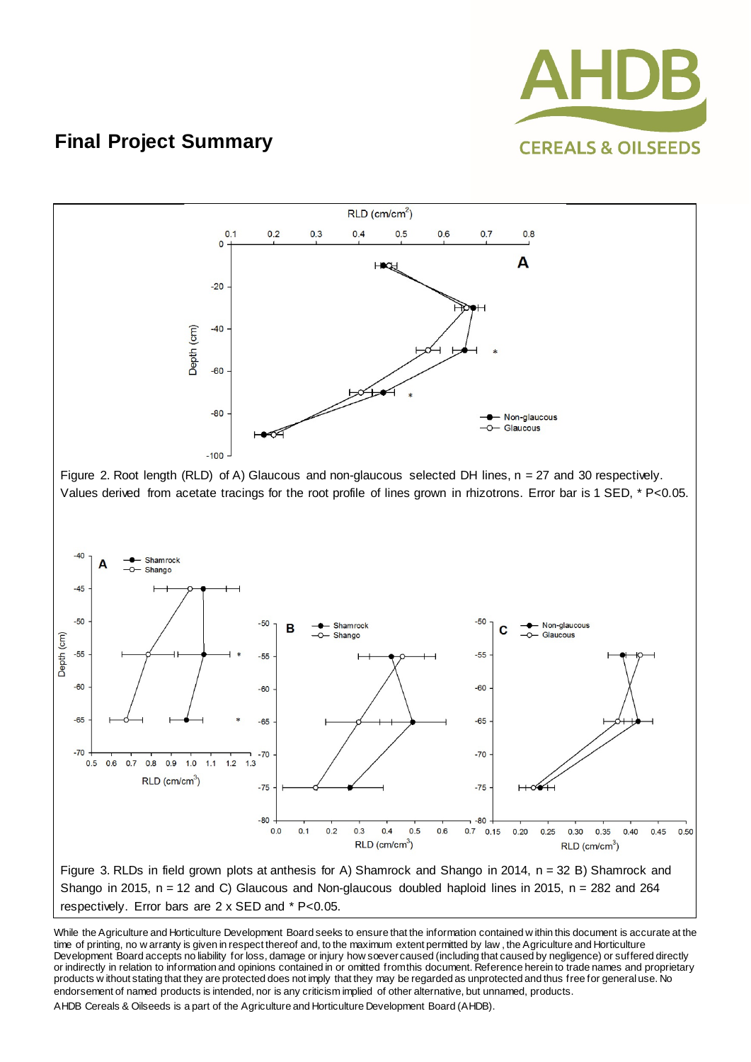## Final Project Summary

Figure 2. Root length (RLD) of A) Glaucous and non-glaucous selected DH lines, n = 27 and 30 respectively. Values derived from acetate tracings for the root profile of lines grown in rhizotrons. Error bar is 1 SED, * P<0.05.

Figure 3. RLDs in field grown plots at anthesis for A) Shamrock and Shango in 2014, n = 32 B) Shamrock and Shango in 2015, n = 12 and C) Glaucous and Non-glaucous doubled haploid lines in 2015, n = 282 and 264 respectively. Error bars are 2 x SED and * P<0.05.

While the Agriculture and Horticulture Development Board seeks to ensure that the information contained within this document is accurate at the time of printing, no warranty is given in respect thereof and, to the maximum extent permitted by law, the Agriculture and Horticulture Development Board accepts no liability for loss, damage or injury howsoever caused (including that caused by negligence) or suffered directly or indirectly in relation to information and opinions contained in or omitted from this document. Reference herein to trade names and proprietary products without stating that they are protected does not imply that they may be regarded as unprotected and thus free for general use. No endorsement of named products is intended, nor is any criticism implied of other alternative, but unnamed, products.

AHDB Cereals & Oilseeds is a part of the Agriculture and Horticulture Development Board (AHDB).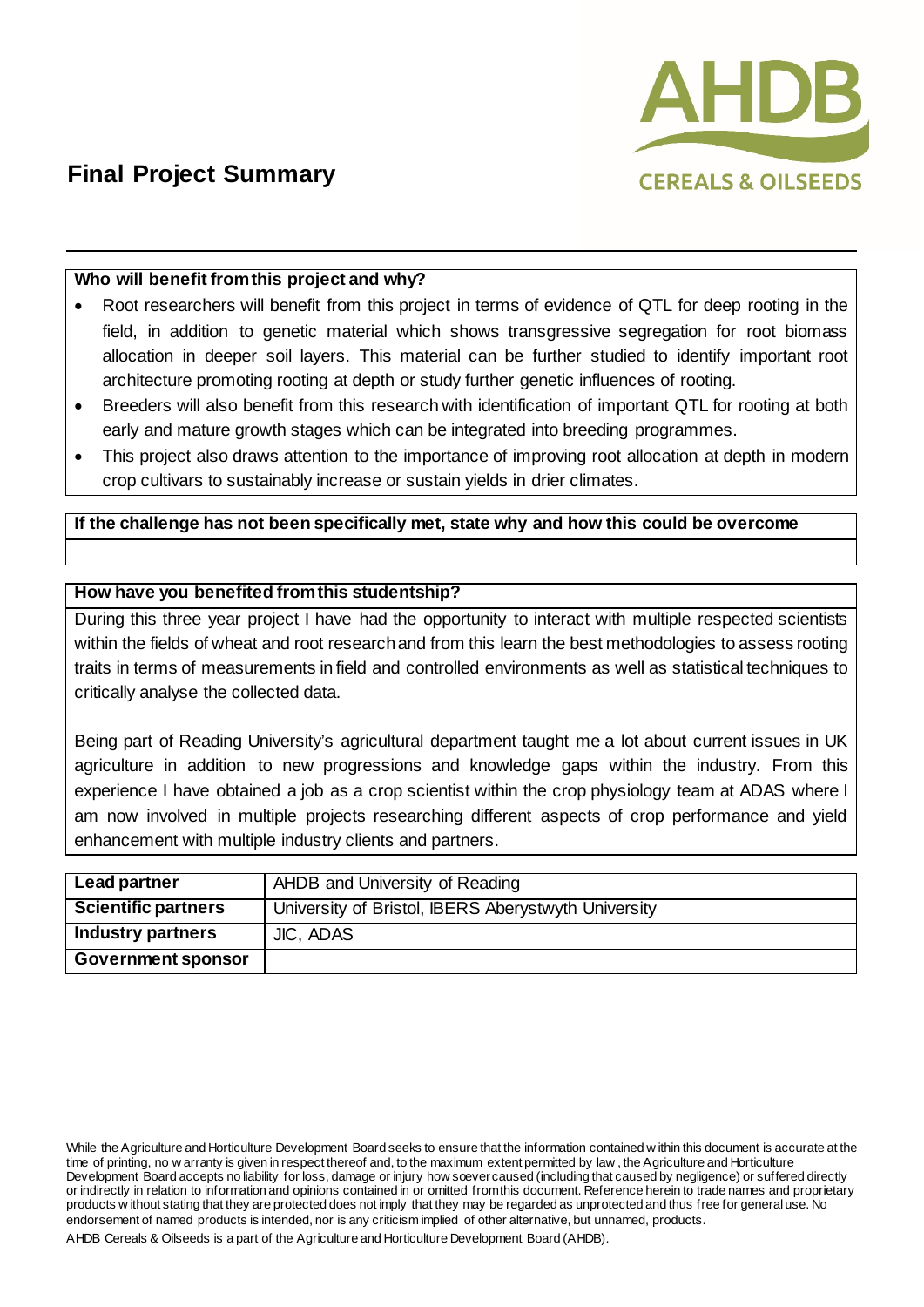# Final Project Summary

AHDB CEREALS & OILSEEDS

| Who will benefit from this project and why? |
|---|
| • Root researchers will benefit from this project in terms of evidence of QTL for deep rooting in the field, in addition to genetic material which shows transgressive segregation for root biomass allocation in deeper soil layers. This material can be further studied to identify important root architecture promoting rooting at depth or study further genetic influences of rooting. <br> • Breeders will also benefit from this research with identification of important QTL for rooting at both early and mature growth stages which can be integrated into breeding programmes. <br> • This project also draws attention to the importance of improving root allocation at depth in modern crop cultivars to sustainably increase or sustain yields in drier climates. |

| If the challenge has not been specifically met, state why and how this could be overcome |
|---|
| |

| How have you benefited from this studentship? |
|---|
| During this three year project I have had the opportunity to interact with multiple respected scientists within the fields of wheat and root research and from this learn the best methodologies to assess rooting traits in terms of measurements in field and controlled environments as well as statistical techniques to critically analyse the collected data. <br><br> Being part of Reading University's agricultural department taught me a lot about current issues in UK agriculture in addition to new progressions and knowledge gaps within the industry. From this experience I have obtained a job as a crop scientist within the crop physiology team at ADAS where I am now involved in multiple projects researching different aspects of crop performance and yield enhancement with multiple industry clients and partners. |

| | |
|---|---|
| **Lead partner** | AHDB and University of Reading |
| **Scientific partners** | University of Bristol, IBERS Aberystwyth University |
| **Industry partners** | JIC, ADAS |
| **Government sponsor** | |

While the Agriculture and Horticulture Development Board seeks to ensure that the information contained within this document is accurate at the time of printing, no warranty is given in respect thereof and, to the maximum extent permitted by law, the Agriculture and Horticulture Development Board accepts no liability for loss, damage or injury howsoever caused (including that caused by negligence) or suffered directly or indirectly in relation to information and opinions contained in or omitted from this document. Reference herein to trade names and proprietary products without stating that they are protected does not imply that they may be regarded as unprotected and thus free for general use. No endorsement of named products is intended, nor is any criticism implied of other alternative, but unnamed, products.

AHDB Cereals & Oilseeds is a part of the Agriculture and Horticulture Development Board (AHDB).